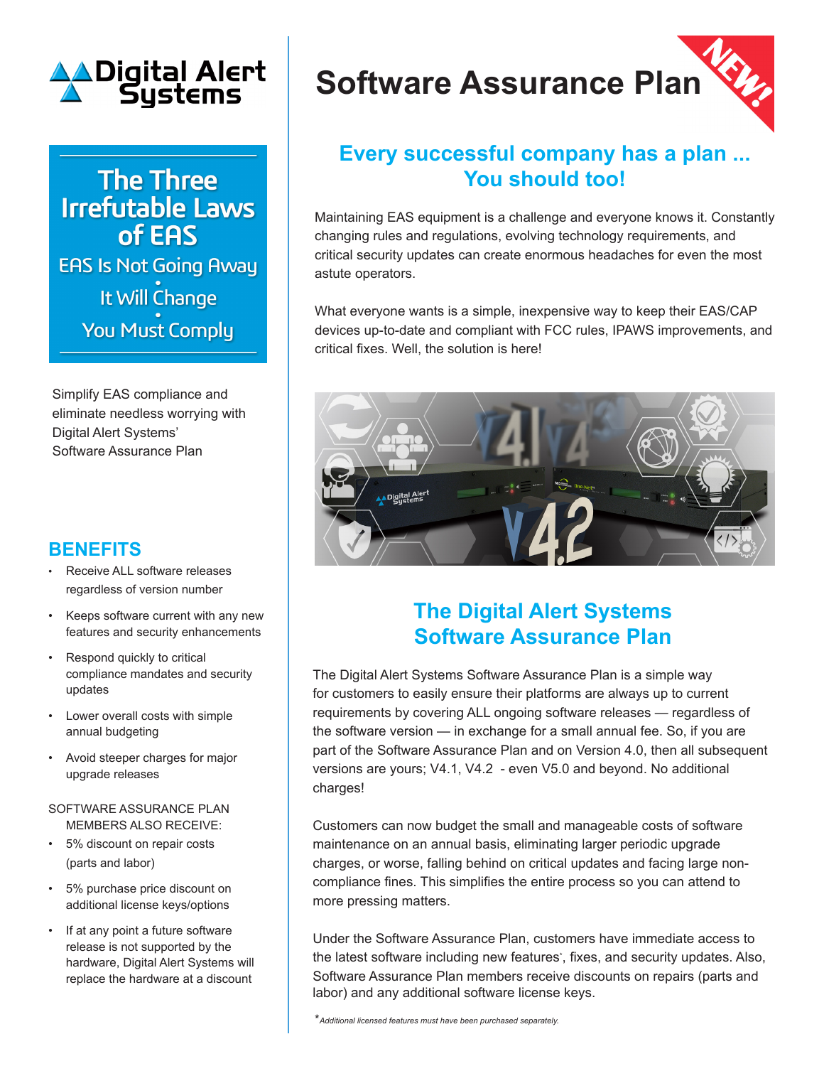Digital Alert Systems

# Software Assurance Plan

NEW!

## The Three Irrefutable Laws of EAS

EAS Is Not Going Away

•

It Will Change

•

You Must Comply

Simplify EAS compliance and eliminate needless worrying with Digital Alert Systems' Software Assurance Plan

## BENEFITS

- Receive ALL software releases regardless of version number
- Keeps software current with any new features and security enhancements
- Respond quickly to critical compliance mandates and security updates
- Lower overall costs with simple annual budgeting
- Avoid steeper charges for major upgrade releases

SOFTWARE ASSURANCE PLAN MEMBERS ALSO RECEIVE:

- 5% discount on repair costs (parts and labor)
- 5% purchase price discount on additional license keys/options
- If at any point a future software release is not supported by the hardware, Digital Alert Systems will replace the hardware at a discount

## Every successful company has a plan ... You should too!

Maintaining EAS equipment is a challenge and everyone knows it. Constantly changing rules and regulations, evolving technology requirements, and critical security updates can create enormous headaches for even the most astute operators.

What everyone wants is a simple, inexpensive way to keep their EAS/CAP devices up-to-date and compliant with FCC rules, IPAWS improvements, and critical fixes. Well, the solution is here!

## The Digital Alert Systems Software Assurance Plan

The Digital Alert Systems Software Assurance Plan is a simple way for customers to easily ensure their platforms are always up to current requirements by covering ALL ongoing software releases — regardless of the software version — in exchange for a small annual fee. So, if you are part of the Software Assurance Plan and on Version 4.0, then all subsequent versions are yours; V4.1, V4.2 - even V5.0 and beyond. No additional charges!

Customers can now budget the small and manageable costs of software maintenance on an annual basis, eliminating larger periodic upgrade charges, or worse, falling behind on critical updates and facing large non-compliance fines. This simplifies the entire process so you can attend to more pressing matters.

Under the Software Assurance Plan, customers have immediate access to the latest software including new features*, fixes, and security updates. Also, Software Assurance Plan members receive discounts on repairs (parts and labor) and any additional software license keys.

*\*Additional licensed features must have been purchased separately.*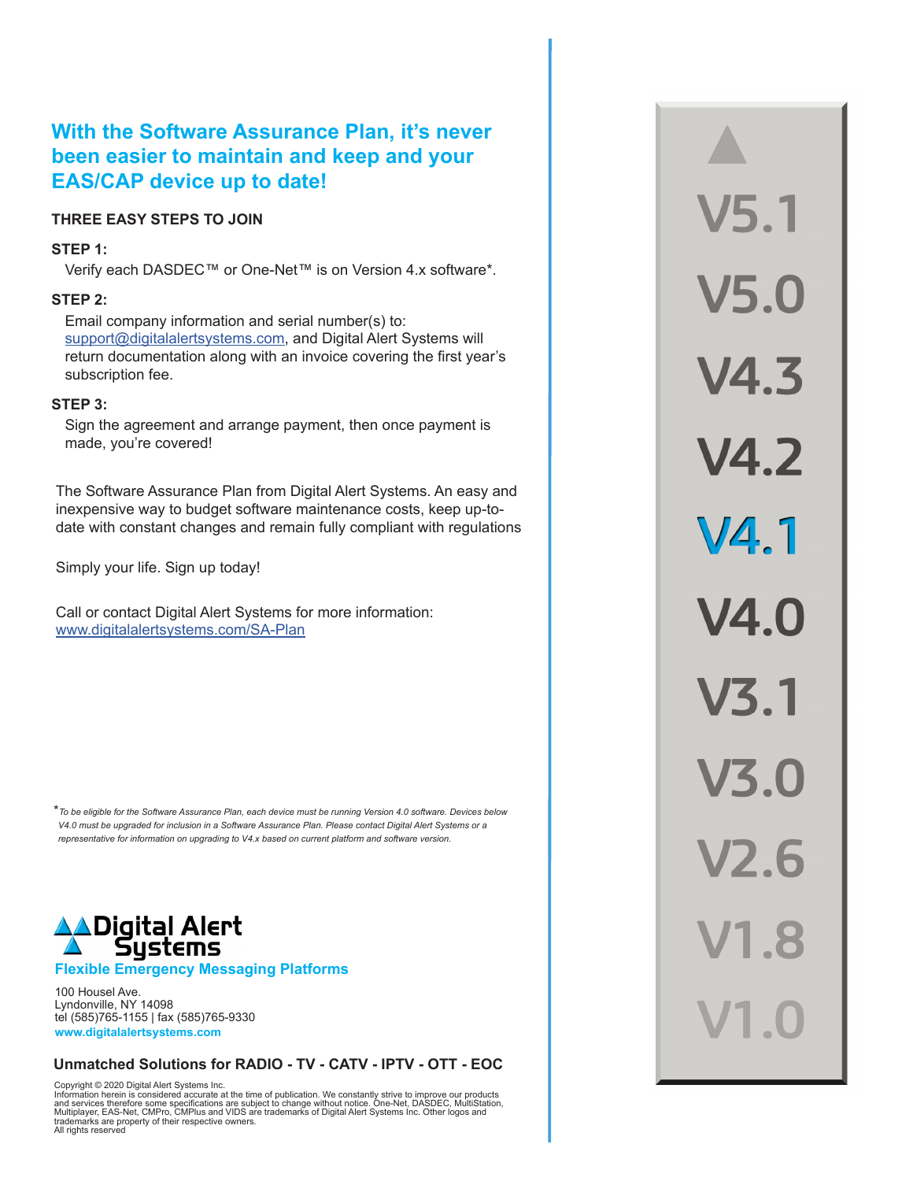## With the Software Assurance Plan, it's never been easier to maintain and keep and your EAS/CAP device up to date!

**THREE EASY STEPS TO JOIN**

**STEP 1:**

Verify each DASDEC™ or One-Net™ is on Version 4.x software*.

**STEP 2:**

Email company information and serial number(s) to: support@digitalalertsystems.com, and Digital Alert Systems will return documentation along with an invoice covering the first year's subscription fee.

**STEP 3:**

Sign the agreement and arrange payment, then once payment is made, you're covered!

The Software Assurance Plan from Digital Alert Systems. An easy and inexpensive way to budget software maintenance costs, keep up-to-date with constant changes and remain fully compliant with regulations

Simply your life. Sign up today!

Call or contact Digital Alert Systems for more information:
www.digitalalertsystems.com/SA-Plan

*\*To be eligible for the Software Assurance Plan, each device must be running Version 4.0 software. Devices below V4.0 must be upgraded for inclusion in a Software Assurance Plan. Please contact Digital Alert Systems or a representative for information on upgrading to V4.x based on current platform and software version.*

V5.1
V5.0
V4.3
V4.2
V4.1
V4.0
V3.1
V3.0
V2.6
V1.8
V1.0

**Digital Alert Systems**

**Flexible Emergency Messaging Platforms**

100 Housel Ave.
Lyndonville, NY 14098
tel (585)765-1155 | fax (585)765-9330
**www.digitalalertsystems.com**

**Unmatched Solutions for RADIO - TV - CATV - IPTV - OTT - EOC**

Copyright © 2020 Digital Alert Systems Inc.
Information herein is considered accurate at the time of publication. We constantly strive to improve our products and services therefore some specifications are subject to change without notice. One-Net, DASDEC, MultiStation, Multiplayer, EAS-Net, CMPro, CMPlus and VIDS are trademarks of Digital Alert Systems Inc. Other logos and trademarks are property of their respective owners.
All rights reserved